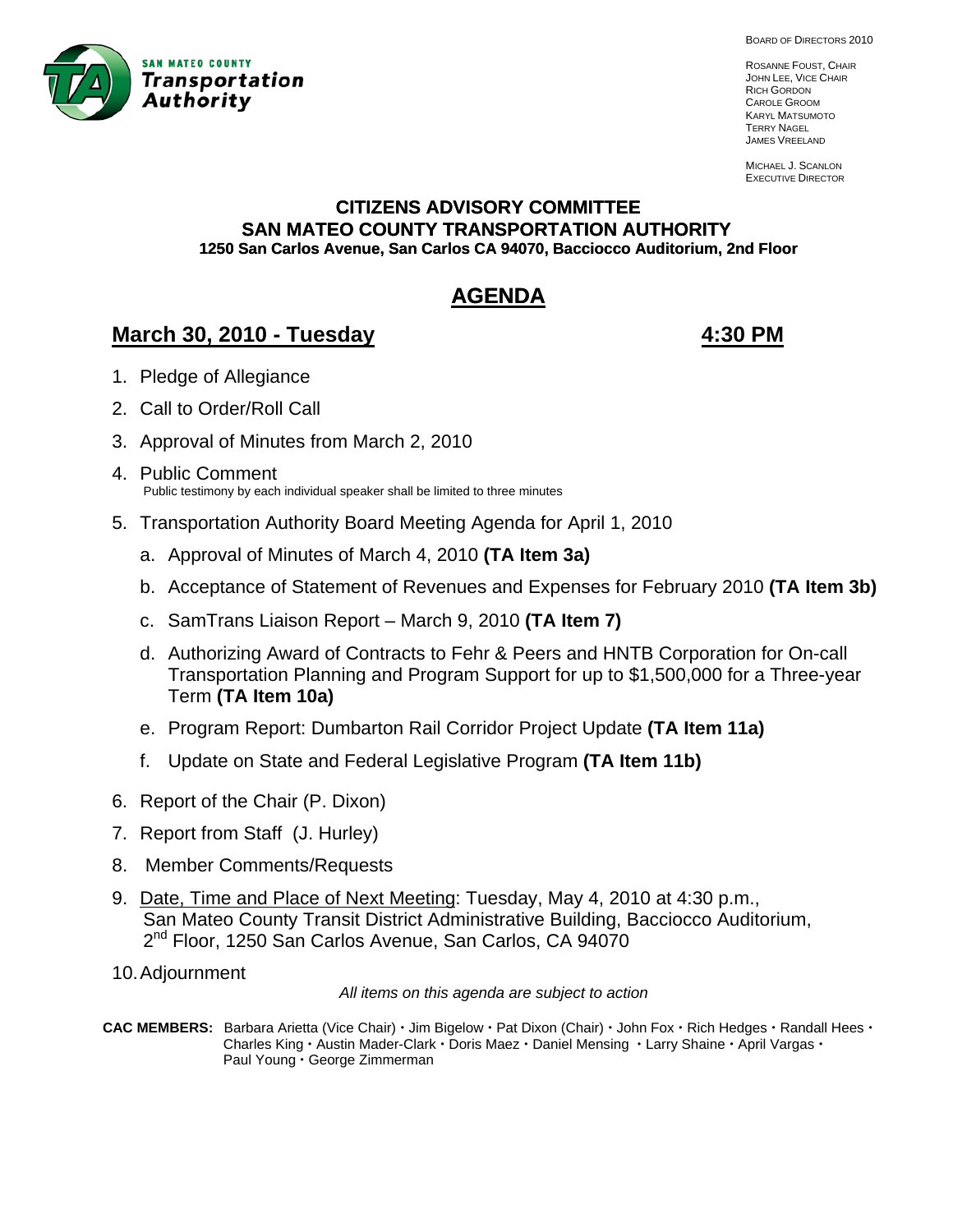SAN MATEO COUNTY **Transportation Authority**

BOARD OF DIRECTORS 2010

ROSANNE FOUST, CHAIR
JOHN LEE, VICE CHAIR
RICH GORDON
CAROLE GROOM
KARYL MATSUMOTO
TERRY NAGEL
JAMES VREELAND

MICHAEL J. SCANLON
EXECUTIVE DIRECTOR

**CITIZENS ADVISORY COMMITTEE**
**SAN MATEO COUNTY TRANSPORTATION AUTHORITY**
**1250 San Carlos Avenue, San Carlos CA 94070, Bacciocco Auditorium, 2nd Floor**

# AGENDA

## March 30, 2010 - Tuesday 4:30 PM

1. Pledge of Allegiance
2. Call to Order/Roll Call
3. Approval of Minutes from March 2, 2010
4. Public Comment
   Public testimony by each individual speaker shall be limited to three minutes
5. Transportation Authority Board Meeting Agenda for April 1, 2010
   a. Approval of Minutes of March 4, 2010 **(TA Item 3a)**
   b. Acceptance of Statement of Revenues and Expenses for February 2010 **(TA Item 3b)**
   c. SamTrans Liaison Report – March 9, 2010 **(TA Item 7)**
   d. Authorizing Award of Contracts to Fehr & Peers and HNTB Corporation for On-call Transportation Planning and Program Support for up to $1,500,000 for a Three-year Term **(TA Item 10a)**
   e. Program Report: Dumbarton Rail Corridor Project Update **(TA Item 11a)**
   f. Update on State and Federal Legislative Program **(TA Item 11b)**
6. Report of the Chair (P. Dixon)
7. Report from Staff (J. Hurley)
8. Member Comments/Requests
9. Date, Time and Place of Next Meeting: Tuesday, May 4, 2010 at 4:30 p.m., San Mateo County Transit District Administrative Building, Bacciocco Auditorium, 2nd Floor, 1250 San Carlos Avenue, San Carlos, CA 94070
10. Adjournment

*All items on this agenda are subject to action*

**CAC MEMBERS:** Barbara Arietta (Vice Chair) • Jim Bigelow • Pat Dixon (Chair) • John Fox • Rich Hedges • Randall Hees • Charles King • Austin Mader-Clark • Doris Maez • Daniel Mensing • Larry Shaine • April Vargas • Paul Young • George Zimmerman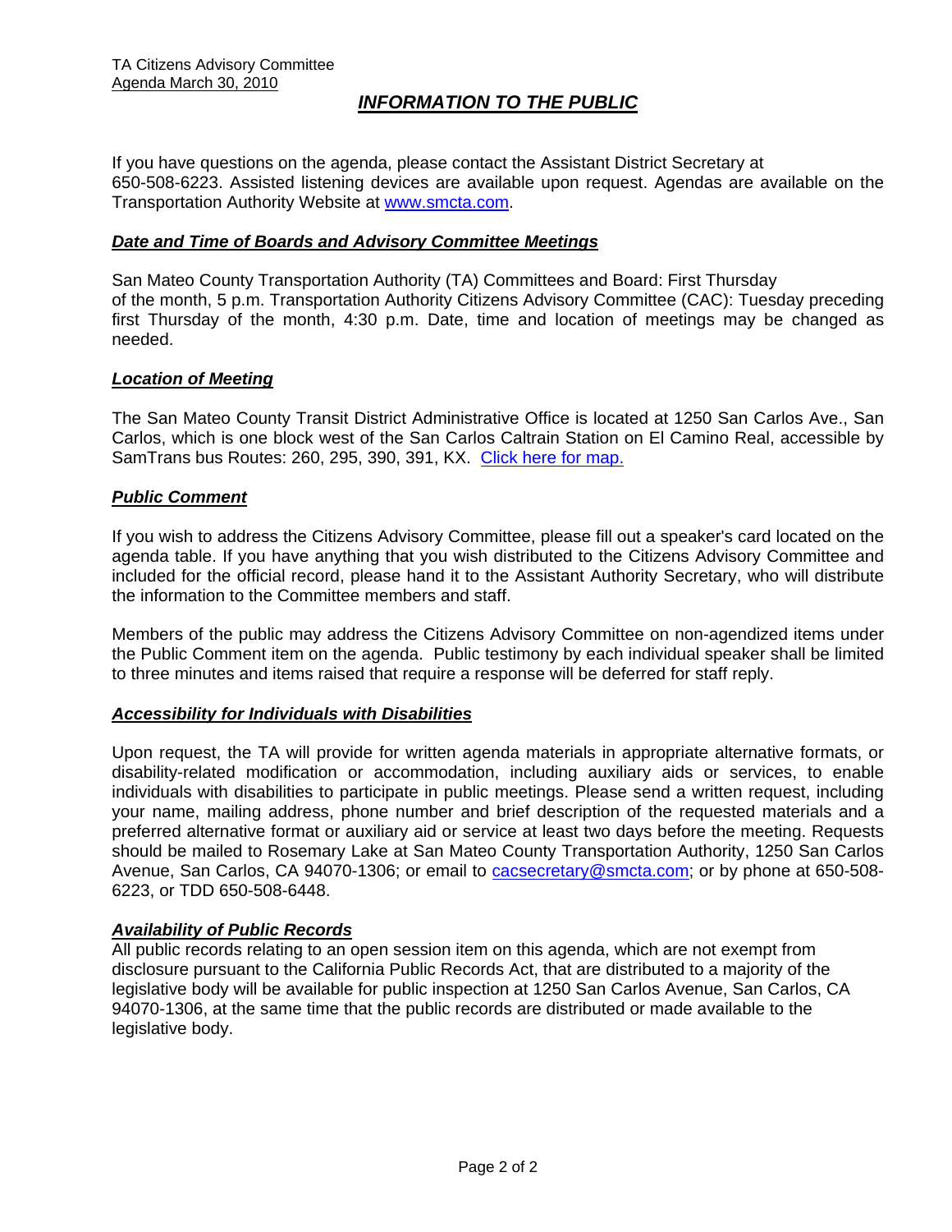TA Citizens Advisory Committee
Agenda March 30, 2010

# *INFORMATION TO THE PUBLIC*

If you have questions on the agenda, please contact the Assistant District Secretary at 650-508-6223. Assisted listening devices are available upon request. Agendas are available on the Transportation Authority Website at [www.smcta.com](http://www.smcta.com).

### *Date and Time of Boards and Advisory Committee Meetings*

San Mateo County Transportation Authority (TA) Committees and Board: First Thursday of the month, 5 p.m. Transportation Authority Citizens Advisory Committee (CAC): Tuesday preceding first Thursday of the month, 4:30 p.m. Date, time and location of meetings may be changed as needed.

### *Location of Meeting*

The San Mateo County Transit District Administrative Office is located at 1250 San Carlos Ave., San Carlos, which is one block west of the San Carlos Caltrain Station on El Camino Real, accessible by SamTrans bus Routes: 260, 295, 390, 391, KX. Click here for map.

### *Public Comment*

If you wish to address the Citizens Advisory Committee, please fill out a speaker's card located on the agenda table. If you have anything that you wish distributed to the Citizens Advisory Committee and included for the official record, please hand it to the Assistant Authority Secretary, who will distribute the information to the Committee members and staff.

Members of the public may address the Citizens Advisory Committee on non-agendized items under the Public Comment item on the agenda. Public testimony by each individual speaker shall be limited to three minutes and items raised that require a response will be deferred for staff reply.

### *Accessibility for Individuals with Disabilities*

Upon request, the TA will provide for written agenda materials in appropriate alternative formats, or disability-related modification or accommodation, including auxiliary aids or services, to enable individuals with disabilities to participate in public meetings. Please send a written request, including your name, mailing address, phone number and brief description of the requested materials and a preferred alternative format or auxiliary aid or service at least two days before the meeting. Requests should be mailed to Rosemary Lake at San Mateo County Transportation Authority, 1250 San Carlos Avenue, San Carlos, CA 94070-1306; or email to [cacsecretary@smcta.com](mailto:cacsecretary@smcta.com); or by phone at 650-508-6223, or TDD 650-508-6448.

### *Availability of Public Records*

All public records relating to an open session item on this agenda, which are not exempt from disclosure pursuant to the California Public Records Act, that are distributed to a majority of the legislative body will be available for public inspection at 1250 San Carlos Avenue, San Carlos, CA 94070-1306, at the same time that the public records are distributed or made available to the legislative body.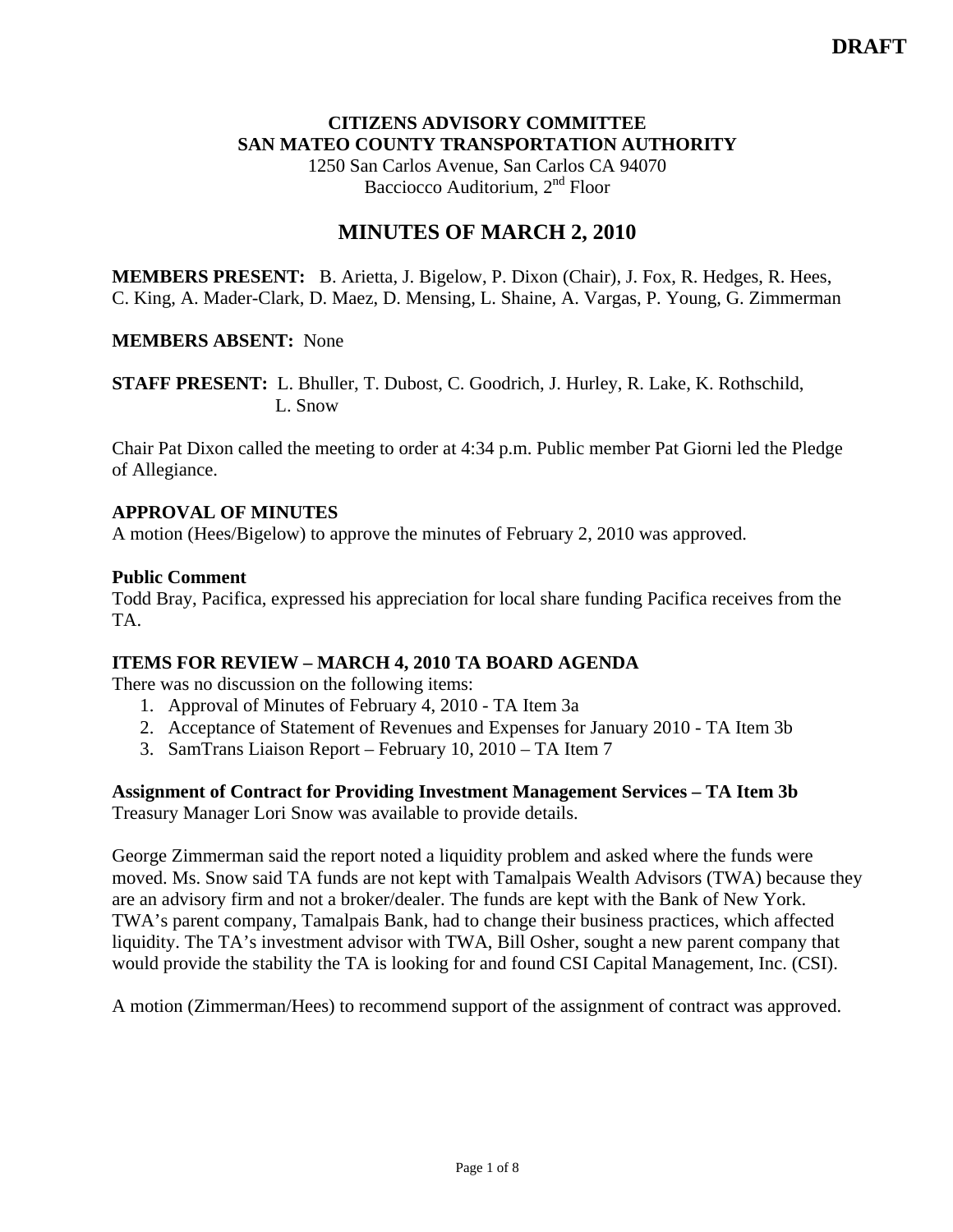**DRAFT**

**CITIZENS ADVISORY COMMITTEE**
**SAN MATEO COUNTY TRANSPORTATION AUTHORITY**
1250 San Carlos Avenue, San Carlos CA 94070
Bacciocco Auditorium, 2nd Floor

# MINUTES OF MARCH 2, 2010

**MEMBERS PRESENT:** B. Arietta, J. Bigelow, P. Dixon (Chair), J. Fox, R. Hedges, R. Hees, C. King, A. Mader-Clark, D. Maez, D. Mensing, L. Shaine, A. Vargas, P. Young, G. Zimmerman

**MEMBERS ABSENT:** None

**STAFF PRESENT:** L. Bhuller, T. Dubost, C. Goodrich, J. Hurley, R. Lake, K. Rothschild, L. Snow

Chair Pat Dixon called the meeting to order at 4:34 p.m. Public member Pat Giorni led the Pledge of Allegiance.

**APPROVAL OF MINUTES**
A motion (Hees/Bigelow) to approve the minutes of February 2, 2010 was approved.

**Public Comment**
Todd Bray, Pacifica, expressed his appreciation for local share funding Pacifica receives from the TA.

**ITEMS FOR REVIEW – MARCH 4, 2010 TA BOARD AGENDA**
There was no discussion on the following items:

1. Approval of Minutes of February 4, 2010 - TA Item 3a
2. Acceptance of Statement of Revenues and Expenses for January 2010 - TA Item 3b
3. SamTrans Liaison Report – February 10, 2010 – TA Item 7

**Assignment of Contract for Providing Investment Management Services – TA Item 3b**
Treasury Manager Lori Snow was available to provide details.

George Zimmerman said the report noted a liquidity problem and asked where the funds were moved. Ms. Snow said TA funds are not kept with Tamalpais Wealth Advisors (TWA) because they are an advisory firm and not a broker/dealer. The funds are kept with the Bank of New York. TWA's parent company, Tamalpais Bank, had to change their business practices, which affected liquidity. The TA's investment advisor with TWA, Bill Osher, sought a new parent company that would provide the stability the TA is looking for and found CSI Capital Management, Inc. (CSI).

A motion (Zimmerman/Hees) to recommend support of the assignment of contract was approved.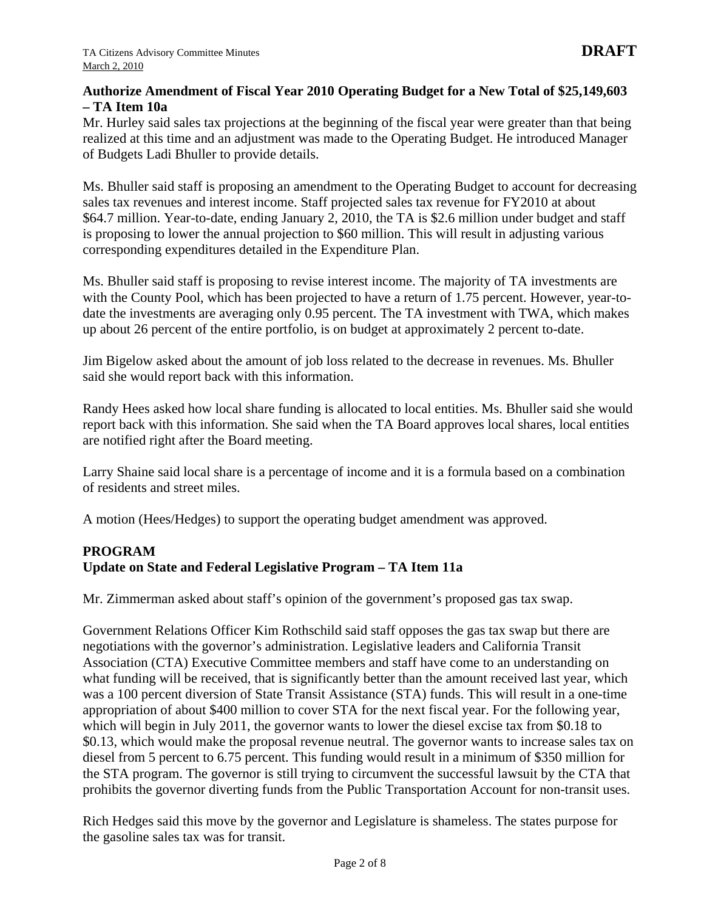**Authorize Amendment of Fiscal Year 2010 Operating Budget for a New Total of $25,149,603 – TA Item 10a**

Mr. Hurley said sales tax projections at the beginning of the fiscal year were greater than that being realized at this time and an adjustment was made to the Operating Budget. He introduced Manager of Budgets Ladi Bhuller to provide details.

Ms. Bhuller said staff is proposing an amendment to the Operating Budget to account for decreasing sales tax revenues and interest income. Staff projected sales tax revenue for FY2010 at about $64.7 million. Year-to-date, ending January 2, 2010, the TA is $2.6 million under budget and staff is proposing to lower the annual projection to $60 million. This will result in adjusting various corresponding expenditures detailed in the Expenditure Plan.

Ms. Bhuller said staff is proposing to revise interest income. The majority of TA investments are with the County Pool, which has been projected to have a return of 1.75 percent. However, year-to-date the investments are averaging only 0.95 percent. The TA investment with TWA, which makes up about 26 percent of the entire portfolio, is on budget at approximately 2 percent to-date.

Jim Bigelow asked about the amount of job loss related to the decrease in revenues. Ms. Bhuller said she would report back with this information.

Randy Hees asked how local share funding is allocated to local entities. Ms. Bhuller said she would report back with this information. She said when the TA Board approves local shares, local entities are notified right after the Board meeting.

Larry Shaine said local share is a percentage of income and it is a formula based on a combination of residents and street miles.

A motion (Hees/Hedges) to support the operating budget amendment was approved.

**PROGRAM**

**Update on State and Federal Legislative Program – TA Item 11a**

Mr. Zimmerman asked about staff's opinion of the government's proposed gas tax swap.

Government Relations Officer Kim Rothschild said staff opposes the gas tax swap but there are negotiations with the governor's administration. Legislative leaders and California Transit Association (CTA) Executive Committee members and staff have come to an understanding on what funding will be received, that is significantly better than the amount received last year, which was a 100 percent diversion of State Transit Assistance (STA) funds. This will result in a one-time appropriation of about $400 million to cover STA for the next fiscal year. For the following year, which will begin in July 2011, the governor wants to lower the diesel excise tax from $0.18 to $0.13, which would make the proposal revenue neutral. The governor wants to increase sales tax on diesel from 5 percent to 6.75 percent. This funding would result in a minimum of $350 million for the STA program. The governor is still trying to circumvent the successful lawsuit by the CTA that prohibits the governor diverting funds from the Public Transportation Account for non-transit uses.

Rich Hedges said this move by the governor and Legislature is shameless. The states purpose for the gasoline sales tax was for transit.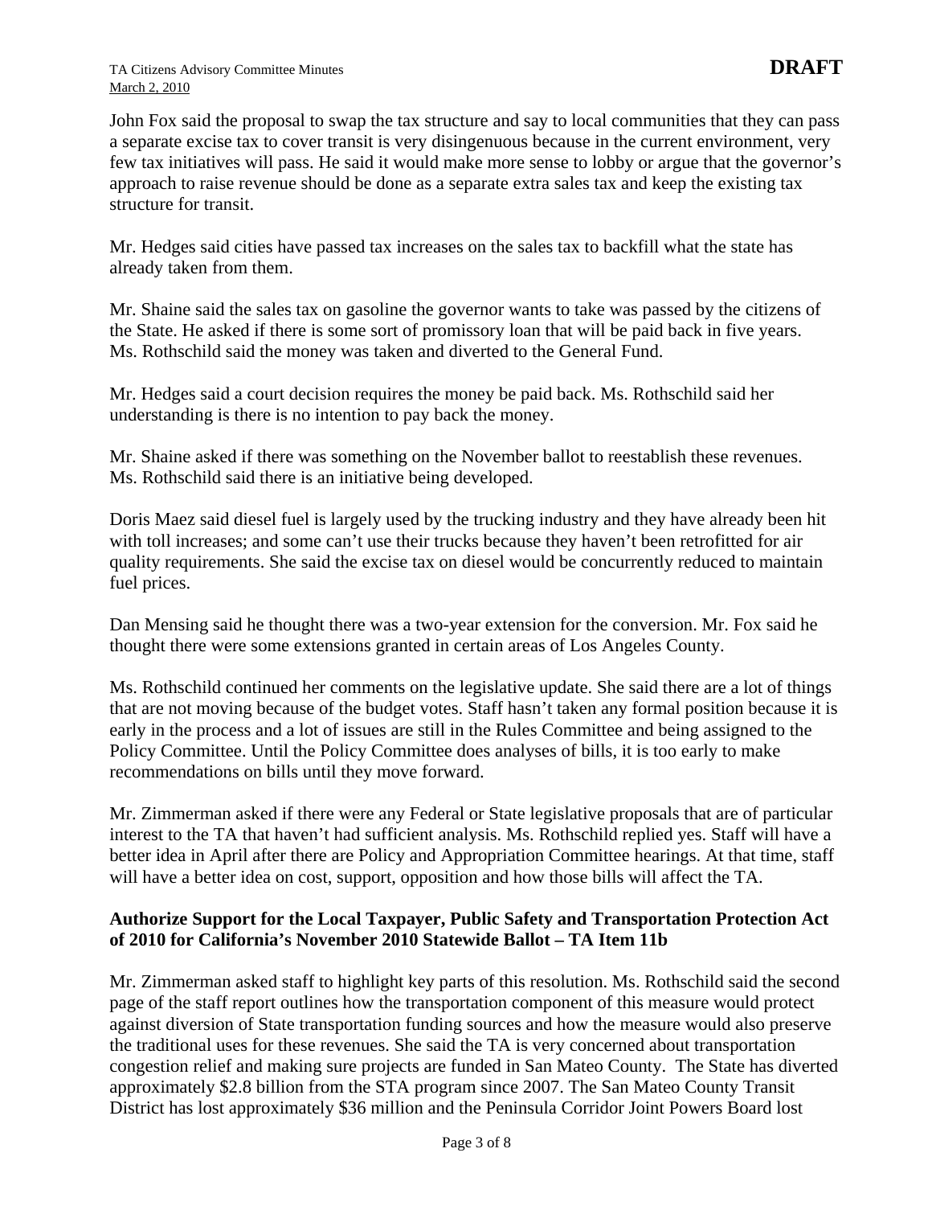John Fox said the proposal to swap the tax structure and say to local communities that they can pass a separate excise tax to cover transit is very disingenuous because in the current environment, very few tax initiatives will pass. He said it would make more sense to lobby or argue that the governor's approach to raise revenue should be done as a separate extra sales tax and keep the existing tax structure for transit.

Mr. Hedges said cities have passed tax increases on the sales tax to backfill what the state has already taken from them.

Mr. Shaine said the sales tax on gasoline the governor wants to take was passed by the citizens of the State. He asked if there is some sort of promissory loan that will be paid back in five years. Ms. Rothschild said the money was taken and diverted to the General Fund.

Mr. Hedges said a court decision requires the money be paid back. Ms. Rothschild said her understanding is there is no intention to pay back the money.

Mr. Shaine asked if there was something on the November ballot to reestablish these revenues. Ms. Rothschild said there is an initiative being developed.

Doris Maez said diesel fuel is largely used by the trucking industry and they have already been hit with toll increases; and some can't use their trucks because they haven't been retrofitted for air quality requirements. She said the excise tax on diesel would be concurrently reduced to maintain fuel prices.

Dan Mensing said he thought there was a two-year extension for the conversion. Mr. Fox said he thought there were some extensions granted in certain areas of Los Angeles County.

Ms. Rothschild continued her comments on the legislative update. She said there are a lot of things that are not moving because of the budget votes. Staff hasn't taken any formal position because it is early in the process and a lot of issues are still in the Rules Committee and being assigned to the Policy Committee. Until the Policy Committee does analyses of bills, it is too early to make recommendations on bills until they move forward.

Mr. Zimmerman asked if there were any Federal or State legislative proposals that are of particular interest to the TA that haven't had sufficient analysis. Ms. Rothschild replied yes. Staff will have a better idea in April after there are Policy and Appropriation Committee hearings. At that time, staff will have a better idea on cost, support, opposition and how those bills will affect the TA.

**Authorize Support for the Local Taxpayer, Public Safety and Transportation Protection Act of 2010 for California's November 2010 Statewide Ballot – TA Item 11b**

Mr. Zimmerman asked staff to highlight key parts of this resolution. Ms. Rothschild said the second page of the staff report outlines how the transportation component of this measure would protect against diversion of State transportation funding sources and how the measure would also preserve the traditional uses for these revenues. She said the TA is very concerned about transportation congestion relief and making sure projects are funded in San Mateo County. The State has diverted approximately $2.8 billion from the STA program since 2007. The San Mateo County Transit District has lost approximately $36 million and the Peninsula Corridor Joint Powers Board lost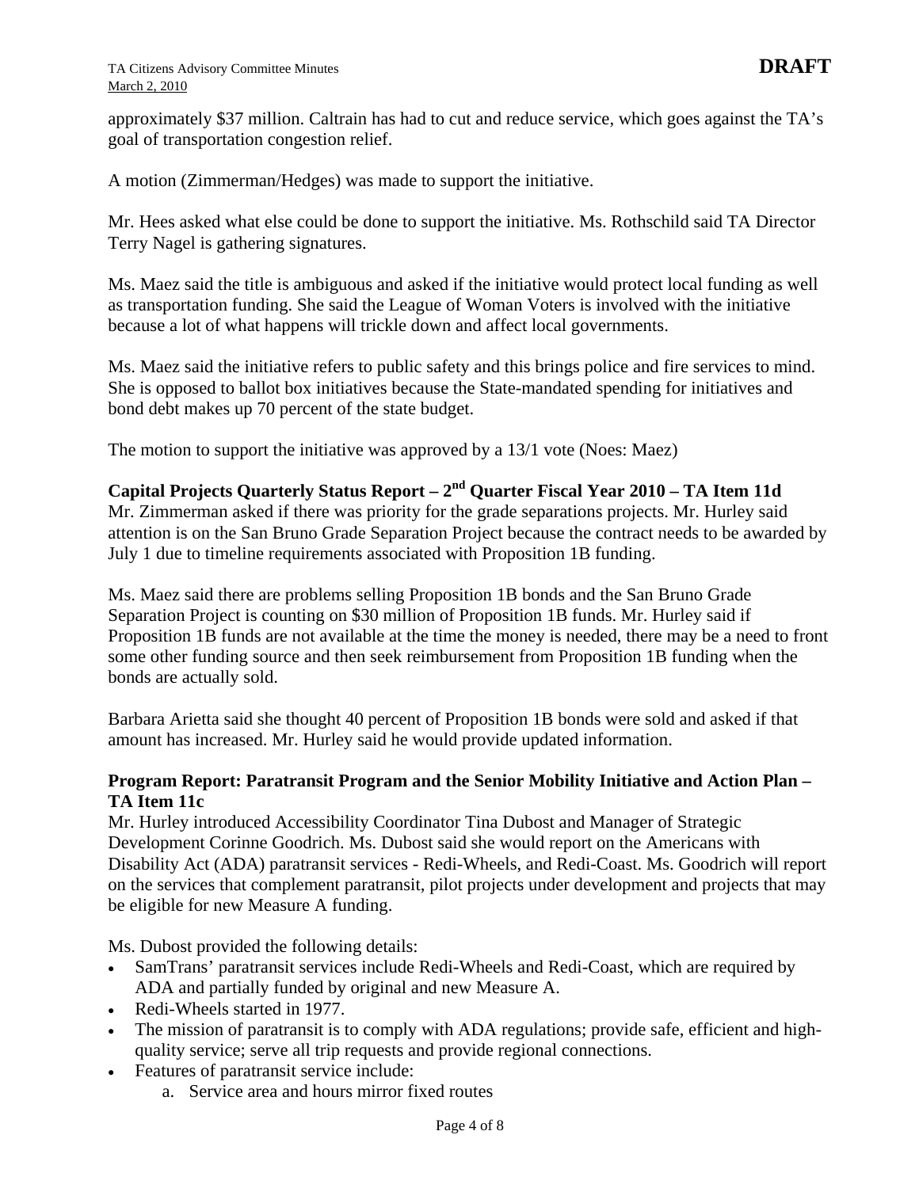approximately $37 million. Caltrain has had to cut and reduce service, which goes against the TA's goal of transportation congestion relief.

A motion (Zimmerman/Hedges) was made to support the initiative.

Mr. Hees asked what else could be done to support the initiative. Ms. Rothschild said TA Director Terry Nagel is gathering signatures.

Ms. Maez said the title is ambiguous and asked if the initiative would protect local funding as well as transportation funding. She said the League of Woman Voters is involved with the initiative because a lot of what happens will trickle down and affect local governments.

Ms. Maez said the initiative refers to public safety and this brings police and fire services to mind. She is opposed to ballot box initiatives because the State-mandated spending for initiatives and bond debt makes up 70 percent of the state budget.

The motion to support the initiative was approved by a 13/1 vote (Noes: Maez)

**Capital Projects Quarterly Status Report – 2nd Quarter Fiscal Year 2010 – TA Item 11d**
Mr. Zimmerman asked if there was priority for the grade separations projects. Mr. Hurley said attention is on the San Bruno Grade Separation Project because the contract needs to be awarded by July 1 due to timeline requirements associated with Proposition 1B funding.

Ms. Maez said there are problems selling Proposition 1B bonds and the San Bruno Grade Separation Project is counting on $30 million of Proposition 1B funds. Mr. Hurley said if Proposition 1B funds are not available at the time the money is needed, there may be a need to front some other funding source and then seek reimbursement from Proposition 1B funding when the bonds are actually sold.

Barbara Arietta said she thought 40 percent of Proposition 1B bonds were sold and asked if that amount has increased. Mr. Hurley said he would provide updated information.

**Program Report: Paratransit Program and the Senior Mobility Initiative and Action Plan – TA Item 11c**
Mr. Hurley introduced Accessibility Coordinator Tina Dubost and Manager of Strategic Development Corinne Goodrich. Ms. Dubost said she would report on the Americans with Disability Act (ADA) paratransit services - Redi-Wheels, and Redi-Coast. Ms. Goodrich will report on the services that complement paratransit, pilot projects under development and projects that may be eligible for new Measure A funding.

Ms. Dubost provided the following details:

- SamTrans' paratransit services include Redi-Wheels and Redi-Coast, which are required by ADA and partially funded by original and new Measure A.
- Redi-Wheels started in 1977.
- The mission of paratransit is to comply with ADA regulations; provide safe, efficient and high-quality service; serve all trip requests and provide regional connections.
- Features of paratransit service include:
    a. Service area and hours mirror fixed routes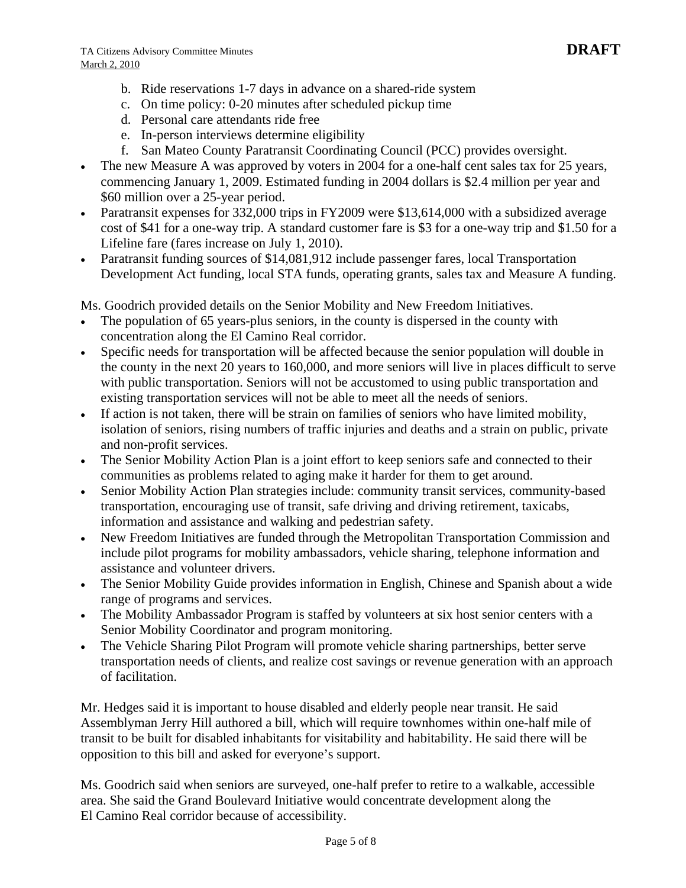b. Ride reservations 1-7 days in advance on a shared-ride system
   c. On time policy: 0-20 minutes after scheduled pickup time
   d. Personal care attendants ride free
   e. In-person interviews determine eligibility
   f. San Mateo County Paratransit Coordinating Council (PCC) provides oversight.

- The new Measure A was approved by voters in 2004 for a one-half cent sales tax for 25 years, commencing January 1, 2009. Estimated funding in 2004 dollars is $2.4 million per year and $60 million over a 25-year period.
- Paratransit expenses for 332,000 trips in FY2009 were $13,614,000 with a subsidized average cost of $41 for a one-way trip. A standard customer fare is $3 for a one-way trip and $1.50 for a Lifeline fare (fares increase on July 1, 2010).
- Paratransit funding sources of $14,081,912 include passenger fares, local Transportation Development Act funding, local STA funds, operating grants, sales tax and Measure A funding.

Ms. Goodrich provided details on the Senior Mobility and New Freedom Initiatives.

- The population of 65 years-plus seniors, in the county is dispersed in the county with concentration along the El Camino Real corridor.
- Specific needs for transportation will be affected because the senior population will double in the county in the next 20 years to 160,000, and more seniors will live in places difficult to serve with public transportation. Seniors will not be accustomed to using public transportation and existing transportation services will not be able to meet all the needs of seniors.
- If action is not taken, there will be strain on families of seniors who have limited mobility, isolation of seniors, rising numbers of traffic injuries and deaths and a strain on public, private and non-profit services.
- The Senior Mobility Action Plan is a joint effort to keep seniors safe and connected to their communities as problems related to aging make it harder for them to get around.
- Senior Mobility Action Plan strategies include: community transit services, community-based transportation, encouraging use of transit, safe driving and driving retirement, taxicabs, information and assistance and walking and pedestrian safety.
- New Freedom Initiatives are funded through the Metropolitan Transportation Commission and include pilot programs for mobility ambassadors, vehicle sharing, telephone information and assistance and volunteer drivers.
- The Senior Mobility Guide provides information in English, Chinese and Spanish about a wide range of programs and services.
- The Mobility Ambassador Program is staffed by volunteers at six host senior centers with a Senior Mobility Coordinator and program monitoring.
- The Vehicle Sharing Pilot Program will promote vehicle sharing partnerships, better serve transportation needs of clients, and realize cost savings or revenue generation with an approach of facilitation.

Mr. Hedges said it is important to house disabled and elderly people near transit. He said Assemblyman Jerry Hill authored a bill, which will require townhomes within one-half mile of transit to be built for disabled inhabitants for visitability and habitability. He said there will be opposition to this bill and asked for everyone's support.

Ms. Goodrich said when seniors are surveyed, one-half prefer to retire to a walkable, accessible area. She said the Grand Boulevard Initiative would concentrate development along the El Camino Real corridor because of accessibility.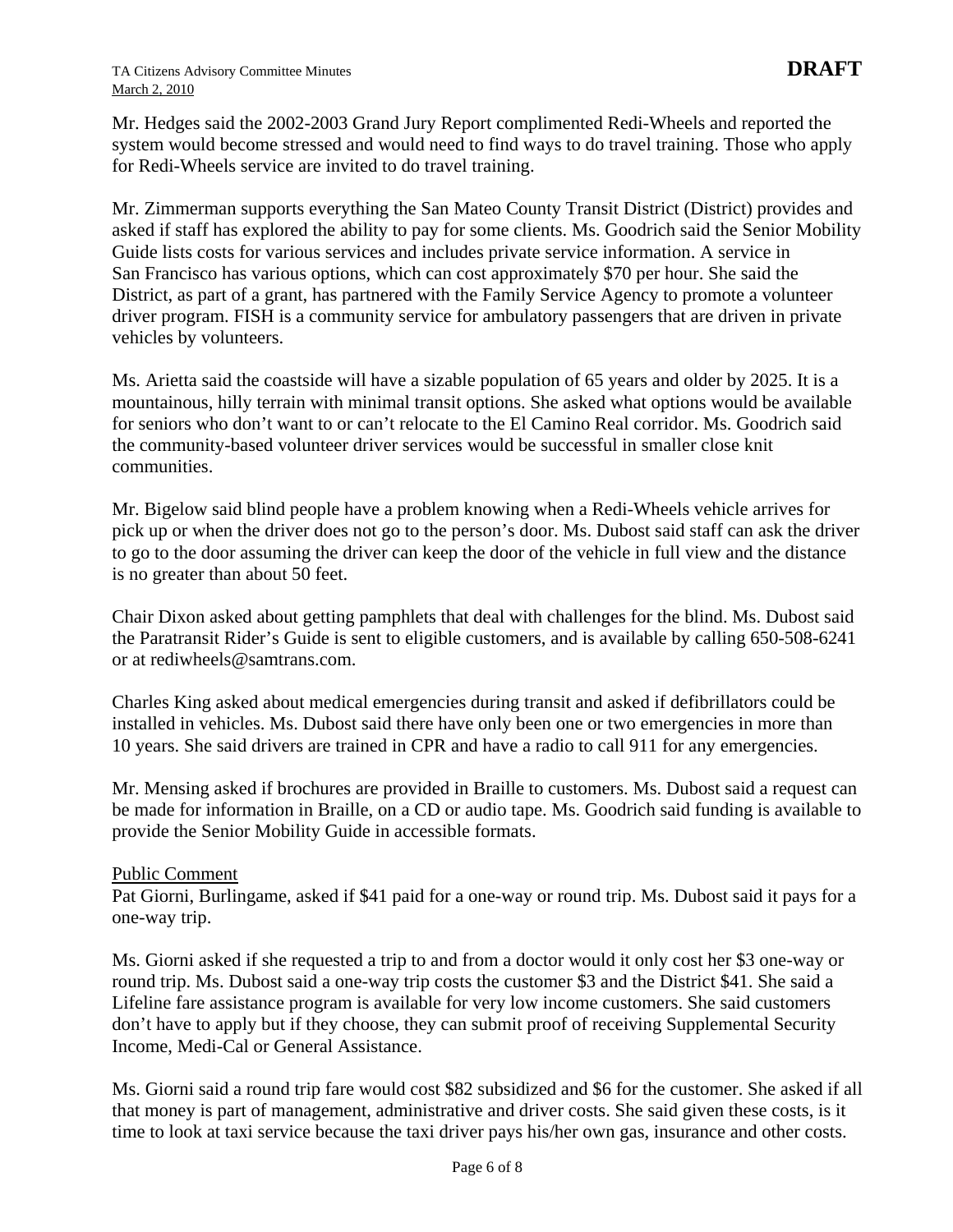Mr. Hedges said the 2002-2003 Grand Jury Report complimented Redi-Wheels and reported the system would become stressed and would need to find ways to do travel training. Those who apply for Redi-Wheels service are invited to do travel training.

Mr. Zimmerman supports everything the San Mateo County Transit District (District) provides and asked if staff has explored the ability to pay for some clients. Ms. Goodrich said the Senior Mobility Guide lists costs for various services and includes private service information. A service in San Francisco has various options, which can cost approximately $70 per hour. She said the District, as part of a grant, has partnered with the Family Service Agency to promote a volunteer driver program. FISH is a community service for ambulatory passengers that are driven in private vehicles by volunteers.

Ms. Arietta said the coastside will have a sizable population of 65 years and older by 2025. It is a mountainous, hilly terrain with minimal transit options. She asked what options would be available for seniors who don't want to or can't relocate to the El Camino Real corridor. Ms. Goodrich said the community-based volunteer driver services would be successful in smaller close knit communities.

Mr. Bigelow said blind people have a problem knowing when a Redi-Wheels vehicle arrives for pick up or when the driver does not go to the person's door. Ms. Dubost said staff can ask the driver to go to the door assuming the driver can keep the door of the vehicle in full view and the distance is no greater than about 50 feet.

Chair Dixon asked about getting pamphlets that deal with challenges for the blind. Ms. Dubost said the Paratransit Rider's Guide is sent to eligible customers, and is available by calling 650-508-6241 or at rediwheels@samtrans.com.

Charles King asked about medical emergencies during transit and asked if defibrillators could be installed in vehicles. Ms. Dubost said there have only been one or two emergencies in more than 10 years. She said drivers are trained in CPR and have a radio to call 911 for any emergencies.

Mr. Mensing asked if brochures are provided in Braille to customers. Ms. Dubost said a request can be made for information in Braille, on a CD or audio tape. Ms. Goodrich said funding is available to provide the Senior Mobility Guide in accessible formats.

Public Comment

Pat Giorni, Burlingame, asked if $41 paid for a one-way or round trip. Ms. Dubost said it pays for a one-way trip.

Ms. Giorni asked if she requested a trip to and from a doctor would it only cost her $3 one-way or round trip. Ms. Dubost said a one-way trip costs the customer $3 and the District $41. She said a Lifeline fare assistance program is available for very low income customers. She said customers don't have to apply but if they choose, they can submit proof of receiving Supplemental Security Income, Medi-Cal or General Assistance.

Ms. Giorni said a round trip fare would cost $82 subsidized and $6 for the customer. She asked if all that money is part of management, administrative and driver costs. She said given these costs, is it time to look at taxi service because the taxi driver pays his/her own gas, insurance and other costs.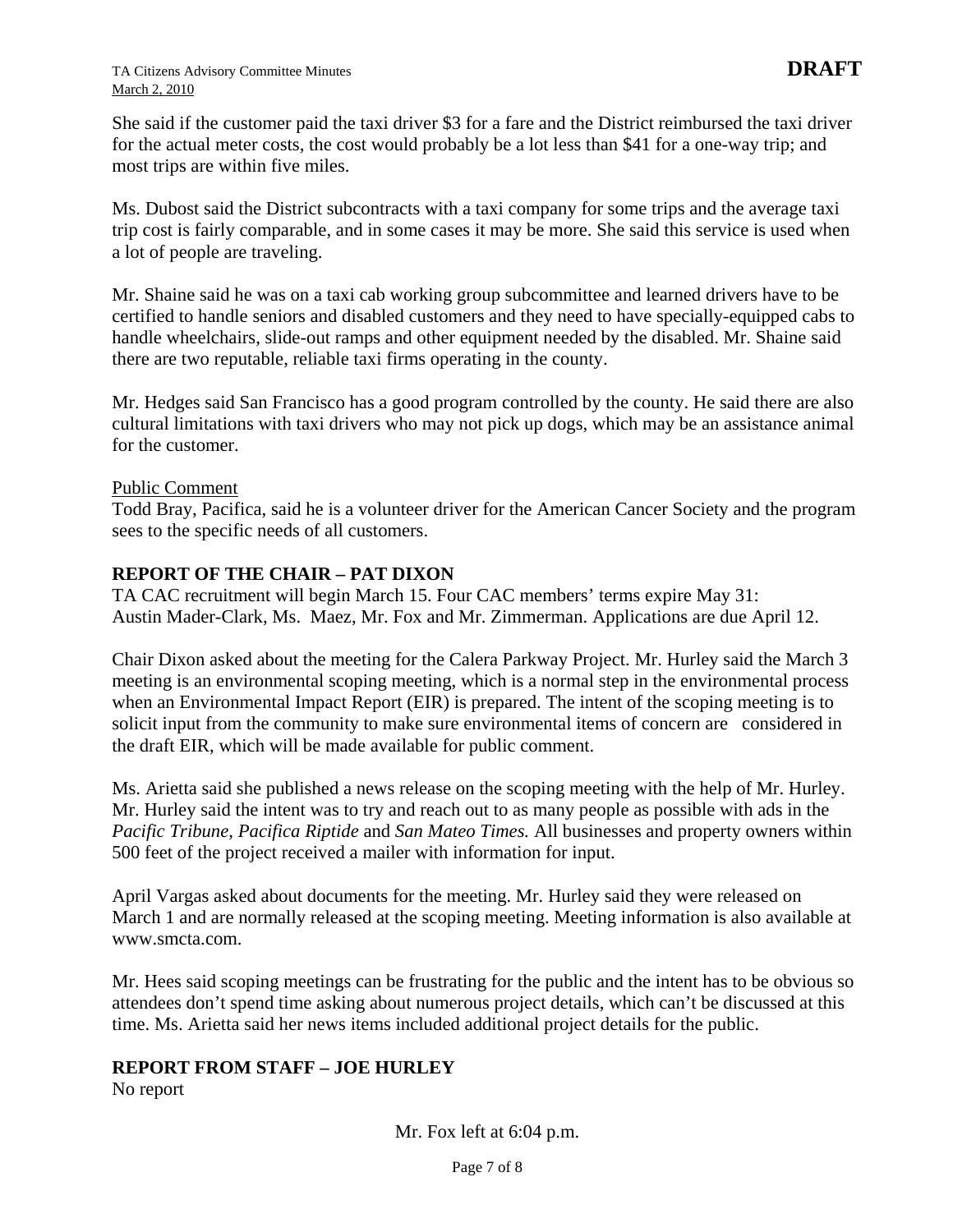She said if the customer paid the taxi driver $3 for a fare and the District reimbursed the taxi driver for the actual meter costs, the cost would probably be a lot less than $41 for a one-way trip; and most trips are within five miles.

Ms. Dubost said the District subcontracts with a taxi company for some trips and the average taxi trip cost is fairly comparable, and in some cases it may be more. She said this service is used when a lot of people are traveling.

Mr. Shaine said he was on a taxi cab working group subcommittee and learned drivers have to be certified to handle seniors and disabled customers and they need to have specially-equipped cabs to handle wheelchairs, slide-out ramps and other equipment needed by the disabled. Mr. Shaine said there are two reputable, reliable taxi firms operating in the county.

Mr. Hedges said San Francisco has a good program controlled by the county. He said there are also cultural limitations with taxi drivers who may not pick up dogs, which may be an assistance animal for the customer.

Public Comment

Todd Bray, Pacifica, said he is a volunteer driver for the American Cancer Society and the program sees to the specific needs of all customers.

**REPORT OF THE CHAIR – PAT DIXON**

TA CAC recruitment will begin March 15. Four CAC members' terms expire May 31: Austin Mader-Clark, Ms. Maez, Mr. Fox and Mr. Zimmerman. Applications are due April 12.

Chair Dixon asked about the meeting for the Calera Parkway Project. Mr. Hurley said the March 3 meeting is an environmental scoping meeting, which is a normal step in the environmental process when an Environmental Impact Report (EIR) is prepared. The intent of the scoping meeting is to solicit input from the community to make sure environmental items of concern are considered in the draft EIR, which will be made available for public comment.

Ms. Arietta said she published a news release on the scoping meeting with the help of Mr. Hurley. Mr. Hurley said the intent was to try and reach out to as many people as possible with ads in the *Pacific Tribune*, *Pacifica Riptide* and *San Mateo Times.* All businesses and property owners within 500 feet of the project received a mailer with information for input.

April Vargas asked about documents for the meeting. Mr. Hurley said they were released on March 1 and are normally released at the scoping meeting. Meeting information is also available at www.smcta.com.

Mr. Hees said scoping meetings can be frustrating for the public and the intent has to be obvious so attendees don't spend time asking about numerous project details, which can't be discussed at this time. Ms. Arietta said her news items included additional project details for the public.

**REPORT FROM STAFF – JOE HURLEY**

No report

Mr. Fox left at 6:04 p.m.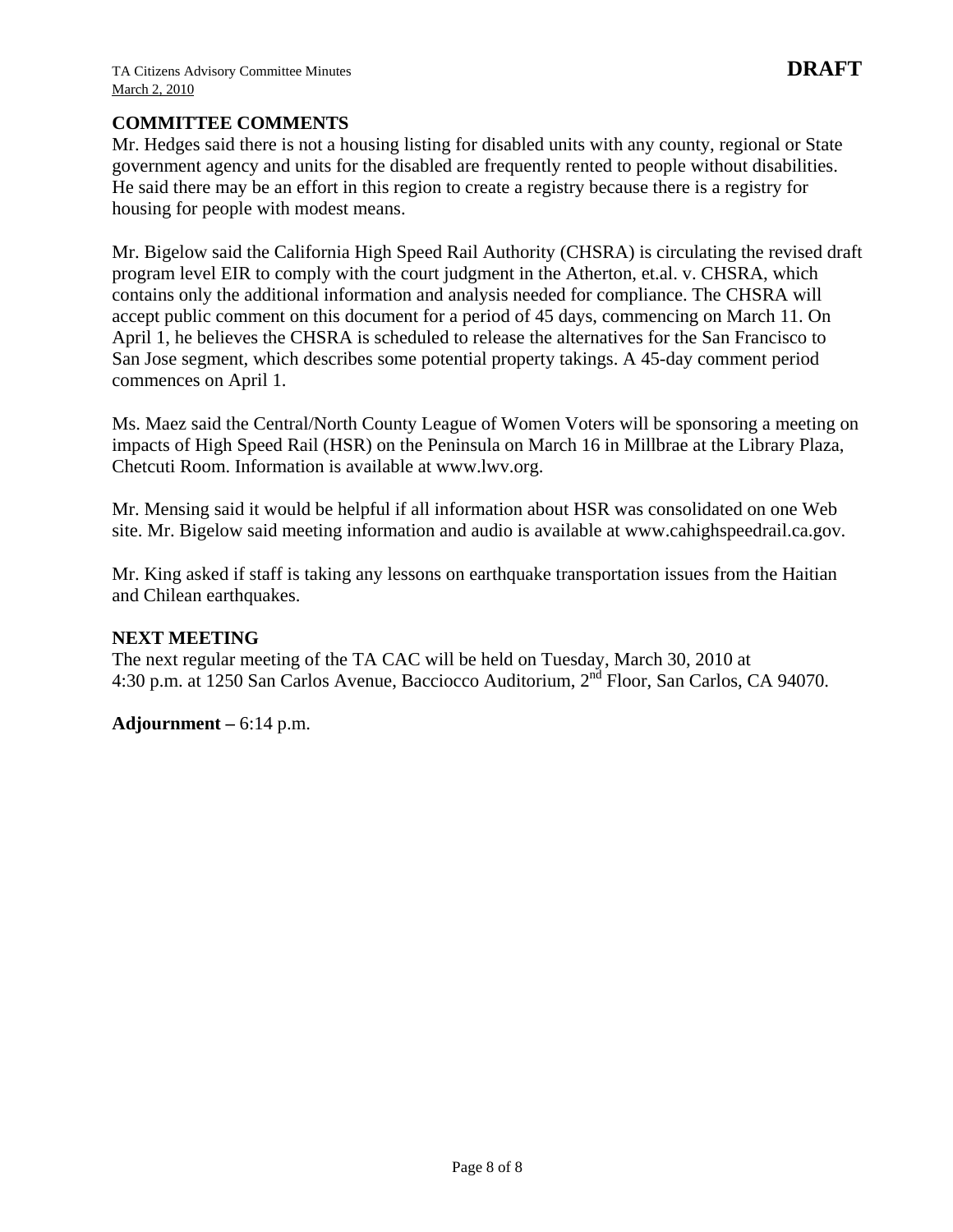## COMMITTEE COMMENTS

Mr. Hedges said there is not a housing listing for disabled units with any county, regional or State government agency and units for the disabled are frequently rented to people without disabilities. He said there may be an effort in this region to create a registry because there is a registry for housing for people with modest means.

Mr. Bigelow said the California High Speed Rail Authority (CHSRA) is circulating the revised draft program level EIR to comply with the court judgment in the Atherton, et.al. v. CHSRA, which contains only the additional information and analysis needed for compliance. The CHSRA will accept public comment on this document for a period of 45 days, commencing on March 11. On April 1, he believes the CHSRA is scheduled to release the alternatives for the San Francisco to San Jose segment, which describes some potential property takings. A 45-day comment period commences on April 1.

Ms. Maez said the Central/North County League of Women Voters will be sponsoring a meeting on impacts of High Speed Rail (HSR) on the Peninsula on March 16 in Millbrae at the Library Plaza, Chetcuti Room. Information is available at www.lwv.org.

Mr. Mensing said it would be helpful if all information about HSR was consolidated on one Web site. Mr. Bigelow said meeting information and audio is available at www.cahighspeedrail.ca.gov.

Mr. King asked if staff is taking any lessons on earthquake transportation issues from the Haitian and Chilean earthquakes.

## NEXT MEETING

The next regular meeting of the TA CAC will be held on Tuesday, March 30, 2010 at 4:30 p.m. at 1250 San Carlos Avenue, Bacciocco Auditorium, 2nd Floor, San Carlos, CA 94070.

**Adjournment –** 6:14 p.m.